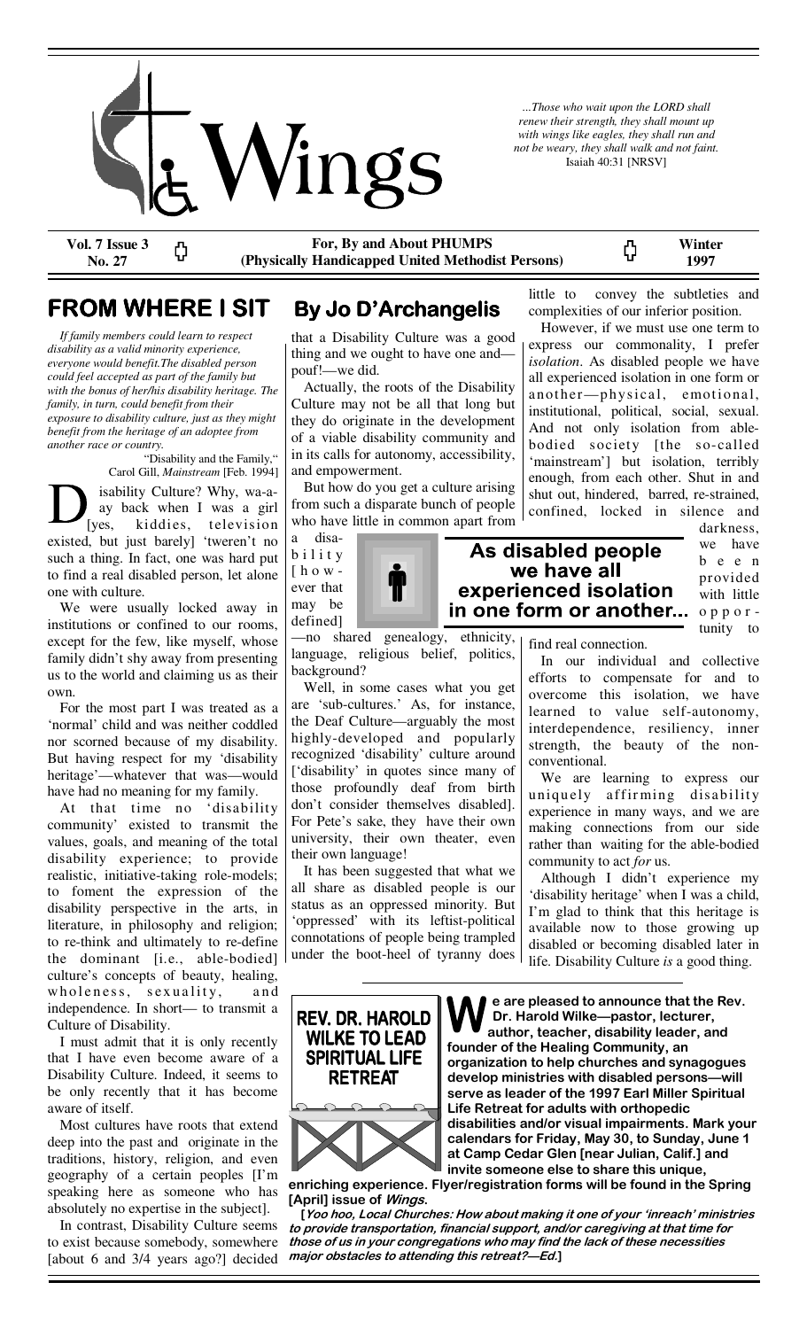# Wings

*...Those who wait upon the LORD shall renew their strength, they shall mount up with wings like eagles, they shall run and not be weary, they shall walk and not faint.* Isaiah 40:31 [NRSV]

**Vol. 7 Issue 3 No. 27** — **For, By and About PHUMPS (Physically Handicapped United Methodist Persons)** — **Winter 1997**

## FROM WHERE I SIT

## By Jo D'Archangelis

*If family members could learn to respect disability as a valid minority experience, everyone would benefit. The disabled person could feel accepted as part of the family but with the bonus of her/his disability heritage. The family, in turn, could benefit from their exposure to disability culture, just as they might benefit from the heritage of an adoptee from another race or country.*

"Disability and the Family," Carol Gill, *Mainstream* [Feb. 1994]

Disability Culture? Why, wa-a-ay back when I was a girl [yes, kiddies, television existed, but just barely] 'tweren't no such a thing. In fact, one was hard put to find a real disabled person, let alone one with culture.

We were usually locked away in institutions or confined to our rooms, except for the few, like myself, whose family didn't shy away from presenting us to the world and claiming us as their own.

For the most part I was treated as a 'normal' child and was neither coddled nor scorned because of my disability. But having respect for my 'disability heritage'—whatever that was—would have had no meaning for my family.

At that time no 'disability community' existed to transmit the values, goals, and meaning of the total disability experience; to provide realistic, initiative-taking role-models; to foment the expression of the disability perspective in the arts, in literature, in philosophy and religion; to re-think and ultimately to re-define the dominant [i.e., able-bodied] culture's concepts of beauty, healing, wholeness, sexuality, and independence. In short— to transmit a Culture of Disability.

I must admit that it is only recently that I have even become aware of a Disability Culture. Indeed, it seems to be only recently that it has become aware of itself.

Most cultures have roots that extend deep into the past and originate in the traditions, history, religion, and even geography of a certain peoples [I'm speaking here as someone who has absolutely no expertise in the subject].

In contrast, Disability Culture seems to exist because somebody, somewhere [about 6 and 3/4 years ago?] decided that a Disability Culture was a good thing and we ought to have one and—pouf!—we did.

Actually, the roots of the Disability Culture may not be all that long but they do originate in the development of a viable disability community and in its calls for autonomy, accessibility, and empowerment.

But how do you get a culture arising from such a disparate bunch of people who have little in common apart from a disability [however that may be defined]—no shared genealogy, ethnicity, language, religious belief, politics, background?

Well, in some cases what you get are 'sub-cultures.' As, for instance, the Deaf Culture—arguably the most highly-developed and popularly recognized 'disability' culture around ['disability' in quotes since many of those profoundly deaf from birth don't consider themselves disabled]. For Pete's sake, they have their own university, their own theater, even their own language!

It has been suggested that what we all share as disabled people is our status as an oppressed minority. But 'oppressed' with its leftist-political connotations of people being trampled under the boot-heel of tyranny does little to convey the subtleties and complexities of our inferior position.

However, if we must use one term to express our commonality, I prefer *isolation*. As disabled people we have all experienced isolation in one form or another—physical, emotional, institutional, political, social, sexual. And not only isolation from able-bodied society [the so-called 'mainstream'] but isolation, terribly enough, from each other. Shut in and shut out, hindered, barred, re-strained, confined, locked in silence and darkness, we have been provided with little opportunity to find real connection.

**As disabled people we have all experienced isolation in one form or another...**

In our individual and collective efforts to compensate for and to overcome this isolation, we have learned to value self-autonomy, interdependence, resiliency, inner strength, the beauty of the non-conventional.

We are learning to express our uniquely affirming disability experience in many ways, and we are making connections from our side rather than waiting for the able-bodied community to act *for* us.

Although I didn't experience my 'disability heritage' when I was a child, I'm glad to think that this heritage is available now to those growing up disabled or becoming disabled later in life. Disability Culture *is* a good thing.

---

## REV. DR. HAROLD WILKE TO LEAD SPIRITUAL LIFE RETREAT

**We are pleased to announce that the Rev. Dr. Harold Wilke—pastor, lecturer, author, teacher, disability leader, and founder of the Healing Community, an organization to help churches and synagogues develop ministries with disabled persons—will serve as leader of the 1997 Earl Miller Spiritual Life Retreat for adults with orthopedic disabilities and/or visual impairments. Mark your calendars for Friday, May 30, to Sunday, June 1 at Camp Cedar Glen [near Julian, Calif.] and invite someone else to share this unique, enriching experience. Flyer/registration forms will be found in the Spring [April] issue of *Wings*.**

**[*Yoo hoo, Local Churches: How about making it one of your 'inreach' ministries to provide transportation, financial support, and/or caregiving at that time for those of us in your congregations who may find the lack of these necessities major obstacles to attending this retreat?—Ed.*]**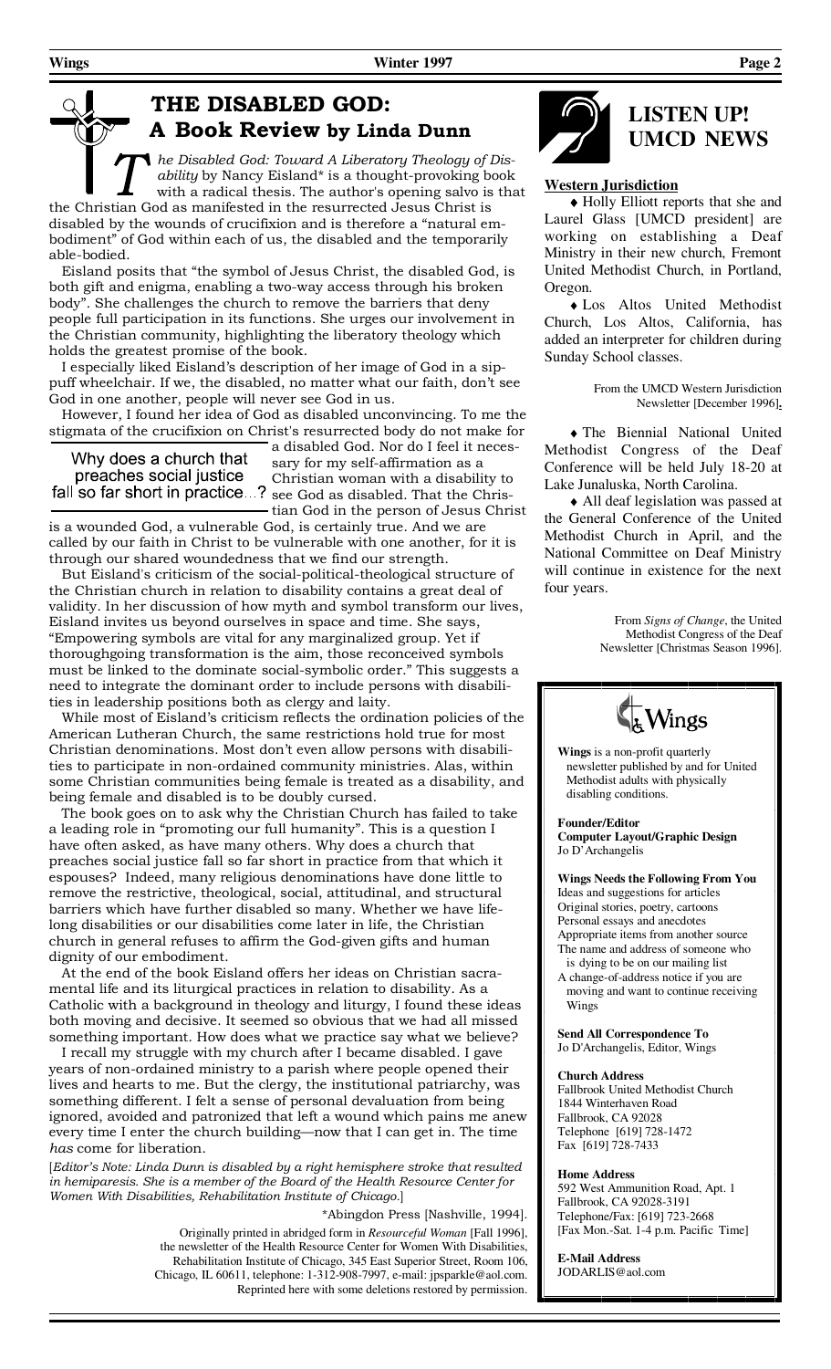## THE DISABLED GOD: A Book Review by Linda Dunn

*The Disabled God: Toward A Liberatory Theology of Disability* by Nancy Eisland* is a thought-provoking book with a radical thesis. The author's opening salvo is that the Christian God as manifested in the resurrected Jesus Christ is disabled by the wounds of crucifixion and is therefore a "natural embodiment" of God within each of us, the disabled and the temporarily able-bodied.

Eisland posits that "the symbol of Jesus Christ, the disabled God, is both gift and enigma, enabling a two-way access through his broken body". She challenges the church to remove the barriers that deny people full participation in its functions. She urges our involvement in the Christian community, highlighting the liberatory theology which holds the greatest promise of the book.

I especially liked Eisland's description of her image of God in a sip-puff wheelchair. If we, the disabled, no matter what our faith, don't see God in one another, people will never see God in us.

However, I found her idea of God as disabled unconvincing. To me the stigmata of the crucifixion on Christ's resurrected body do not make for a disabled God. Nor do I feel it necessary for my self-affirmation as a Christian woman with a disability to see God as disabled. That the Christian God in the person of Jesus Christ is a wounded God, a vulnerable God, is certainly true. And we are called by our faith in Christ to be vulnerable with one another, for it is through our shared woundedness that we find our strength.

> Why does a church that preaches social justice fall so far short in practice...?

But Eisland's criticism of the social-political-theological structure of the Christian church in relation to disability contains a great deal of validity. In her discussion of how myth and symbol transform our lives, Eisland invites us beyond ourselves in space and time. She says, "Empowering symbols are vital for any marginalized group. Yet if thoroughgoing transformation is the aim, those reconceived symbols must be linked to the dominate social-symbolic order." This suggests a need to integrate the dominant order to include persons with disabilities in leadership positions both as clergy and laity.

While most of Eisland's criticism reflects the ordination policies of the American Lutheran Church, the same restrictions hold true for most Christian denominations. Most don't even allow persons with disabilities to participate in non-ordained community ministries. Alas, within some Christian communities being female is treated as a disability, and being female and disabled is to be doubly cursed.

The book goes on to ask why the Christian Church has failed to take a leading role in "promoting our full humanity". This is a question I have often asked, as have many others. Why does a church that preaches social justice fall so far short in practice from that which it espouses? Indeed, many religious denominations have done little to remove the restrictive, theological, social, attitudinal, and structural barriers which have further disabled so many. Whether we have lifelong disabilities or our disabilities come later in life, the Christian church in general refuses to affirm the God-given gifts and human dignity of our embodiment.

At the end of the book Eisland offers her ideas on Christian sacramental life and its liturgical practices in relation to disability. As a Catholic with a background in theology and liturgy, I found these ideas both moving and decisive. It seemed so obvious that we had all missed something important. How does what we practice say what we believe?

I recall my struggle with my church after I became disabled. I gave years of non-ordained ministry to a parish where people opened their lives and hearts to me. But the clergy, the institutional patriarchy, was something different. I felt a sense of personal devaluation from being ignored, avoided and patronized that left a wound which pains me anew every time I enter the church building—now that I can get in. The time *has* come for liberation.

[*Editor's Note: Linda Dunn is disabled by a right hemisphere stroke that resulted in hemiparesis. She is a member of the Board of the Health Resource Center for Women With Disabilities, Rehabilitation Institute of Chicago.*]

*Abingdon Press [Nashville, 1994].

Originally printed in abridged form in *Resourceful Woman* [Fall 1996], the newsletter of the Health Resource Center for Women With Disabilities, Rehabilitation Institute of Chicago, 345 East Superior Street, Room 106, Chicago, IL 60611, telephone: 1-312-908-7997, e-mail: jpsparkle@aol.com. Reprinted here with some deletions restored by permission.

## LISTEN UP! UMCD NEWS

**Western Jurisdiction**

♦ Holly Elliott reports that she and Laurel Glass [UMCD president] are working on establishing a Deaf Ministry in their new church, Fremont United Methodist Church, in Portland, Oregon.

♦ Los Altos United Methodist Church, Los Altos, California, has added an interpreter for children during Sunday School classes.

From the UMCD Western Jurisdiction Newsletter [December 1996].

♦ The Biennial National United Methodist Congress of the Deaf Conference will be held July 18-20 at Lake Junaluska, North Carolina.

♦ All deaf legislation was passed at the General Conference of the United Methodist Church in April, and the National Committee on Deaf Ministry will continue in existence for the next four years.

From *Signs of Change*, the United Methodist Congress of the Deaf Newsletter [Christmas Season 1996].

### Wings

**Wings** is a non-profit quarterly newsletter published by and for United Methodist adults with physically disabling conditions.

**Founder/Editor**
**Computer Layout/Graphic Design**
Jo D'Archangelis

**Wings Needs the Following From You**
Ideas and suggestions for articles
Original stories, poetry, cartoons
Personal essays and anecdotes
Appropriate items from another source
The name and address of someone who is dying to be on our mailing list
A change-of-address notice if you are moving and want to continue receiving Wings

**Send All Correspondence To**
Jo D'Archangelis, Editor, Wings

**Church Address**
Fallbrook United Methodist Church
1844 Winterhaven Road
Fallbrook, CA 92028
Telephone [619] 728-1472
Fax [619] 728-7433

**Home Address**
592 West Ammunition Road, Apt. 1
Fallbrook, CA 92028-3191
Telephone/Fax: [619] 723-2668
[Fax Mon.-Sat. 1-4 p.m. Pacific Time]

**E-Mail Address**
JODARLIS@aol.com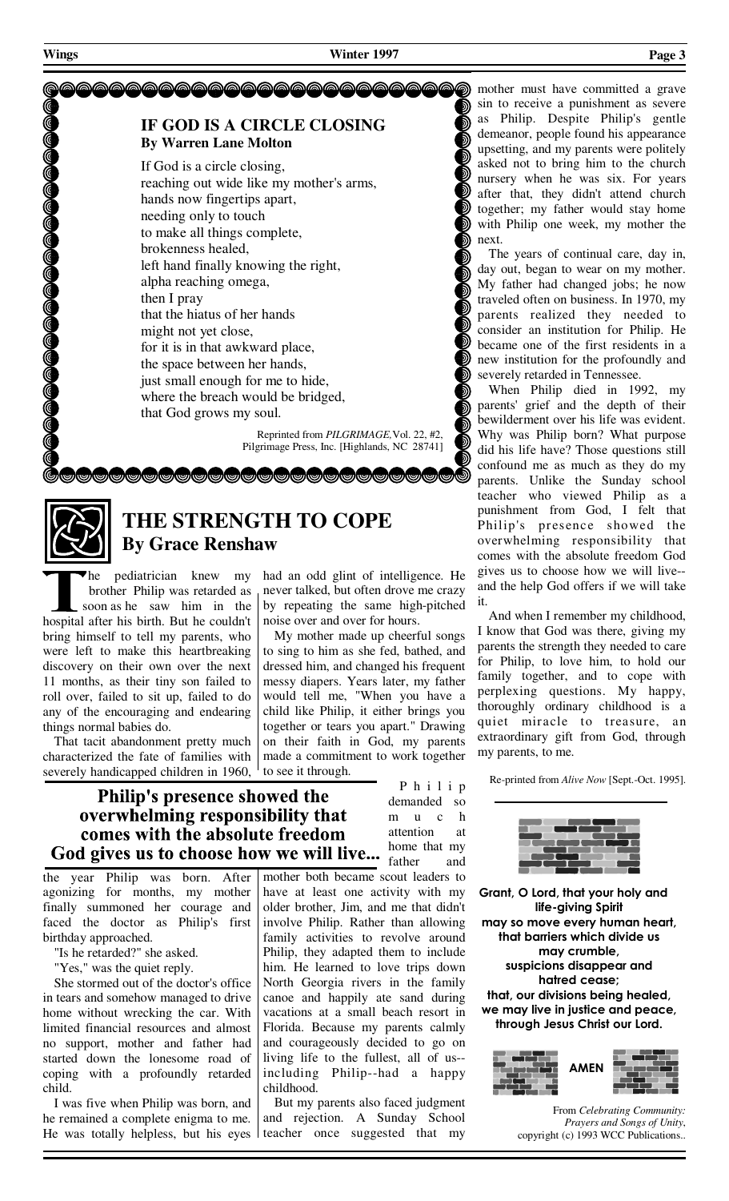## IF GOD IS A CIRCLE CLOSING
**By Warren Lane Molton**

If God is a circle closing,
reaching out wide like my mother's arms,
hands now fingertips apart,
needing only to touch
to make all things complete,
brokenness healed,
left hand finally knowing the right,
alpha reaching omega,
then I pray
that the hiatus of her hands
might not yet close,
for it is in that awkward place,
the space between her hands,
just small enough for me to hide,
where the breach would be bridged,
that God grows my soul.

Reprinted from *PILGRIMAGE*, Vol. 22, #2, Pilgrimage Press, Inc. [Highlands, NC 28741]

# THE STRENGTH TO COPE
**By Grace Renshaw**

The pediatrician knew my brother Philip was retarded as soon as he saw him in the hospital after his birth. But he couldn't bring himself to tell my parents, who were left to make this heartbreaking discovery on their own over the next 11 months, as their tiny son failed to roll over, failed to sit up, failed to do any of the encouraging and endearing things normal babies do.

That tacit abandonment pretty much characterized the fate of families with severely handicapped children in 1960, the year Philip was born. After agonizing for months, my mother finally summoned her courage and faced the doctor as Philip's first birthday approached.

"Is he retarded?" she asked.

"Yes," was the quiet reply.

She stormed out of the doctor's office in tears and somehow managed to drive home without wrecking the car. With limited financial resources and almost no support, mother and father had started down the lonesome road of coping with a profoundly retarded child.

I was five when Philip was born, and he remained a complete enigma to me. He was totally helpless, but his eyes had an odd glint of intelligence. He never talked, but often drove me crazy by repeating the same high-pitched noise over and over for hours.

My mother made up cheerful songs to sing to him as she fed, bathed, and dressed him, and changed his frequent messy diapers. Years later, my father would tell me, "When you have a child like Philip, it either brings you together or tears you apart." Drawing on their faith in God, my parents made a commitment to work together to see it through.

**Philip's presence showed the overwhelming responsibility that comes with the absolute freedom God gives us to choose how we will live...**

Philip demanded so much attention at home that my father and mother both became scout leaders to have at least one activity with my older brother, Jim, and me that didn't involve Philip. Rather than allowing family activities to revolve around Philip, they adapted them to include him. He learned to love trips down North Georgia rivers in the family canoe and happily ate sand during vacations at a small beach resort in Florida. Because my parents calmly and courageously decided to go on living life to the fullest, all of us--including Philip--had a happy childhood.

But my parents also faced judgment and rejection. A Sunday School teacher once suggested that my mother must have committed a grave sin to receive a punishment as severe as Philip. Despite Philip's gentle demeanor, people found his appearance upsetting, and my parents were politely asked not to bring him to the church nursery when he was six. For years after that, they didn't attend church together; my father would stay home with Philip one week, my mother the next.

The years of continual care, day in, day out, began to wear on my mother. My father had changed jobs; he now traveled often on business. In 1970, my parents realized they needed to consider an institution for Philip. He became one of the first residents in a new institution for the profoundly and severely retarded in Tennessee.

When Philip died in 1992, my parents' grief and the depth of their bewilderment over his life was evident. Why was Philip born? What purpose did his life have? Those questions still confound me as much as they do my parents. Unlike the Sunday school teacher who viewed Philip as a punishment from God, I felt that Philip's presence showed the overwhelming responsibility that comes with the absolute freedom God gives us to choose how we will live--and the help God offers if we will take it.

And when I remember my childhood, I know that God was there, giving my parents the strength they needed to care for Philip, to love him, to hold our family together, and to cope with perplexing questions. My happy, thoroughly ordinary childhood is a quiet miracle to treasure, an extraordinary gift from God, through my parents, to me.

Re-printed from *Alive Now* [Sept.-Oct. 1995].

**Grant, O Lord, that your holy and life-giving Spirit may so move every human heart, that barriers which divide us may crumble, suspicions disappear and hatred cease; that, our divisions being healed, we may live in justice and peace, through Jesus Christ our Lord.**

**AMEN**

From *Celebrating Community: Prayers and Songs of Unity*, copyright (c) 1993 WCC Publications..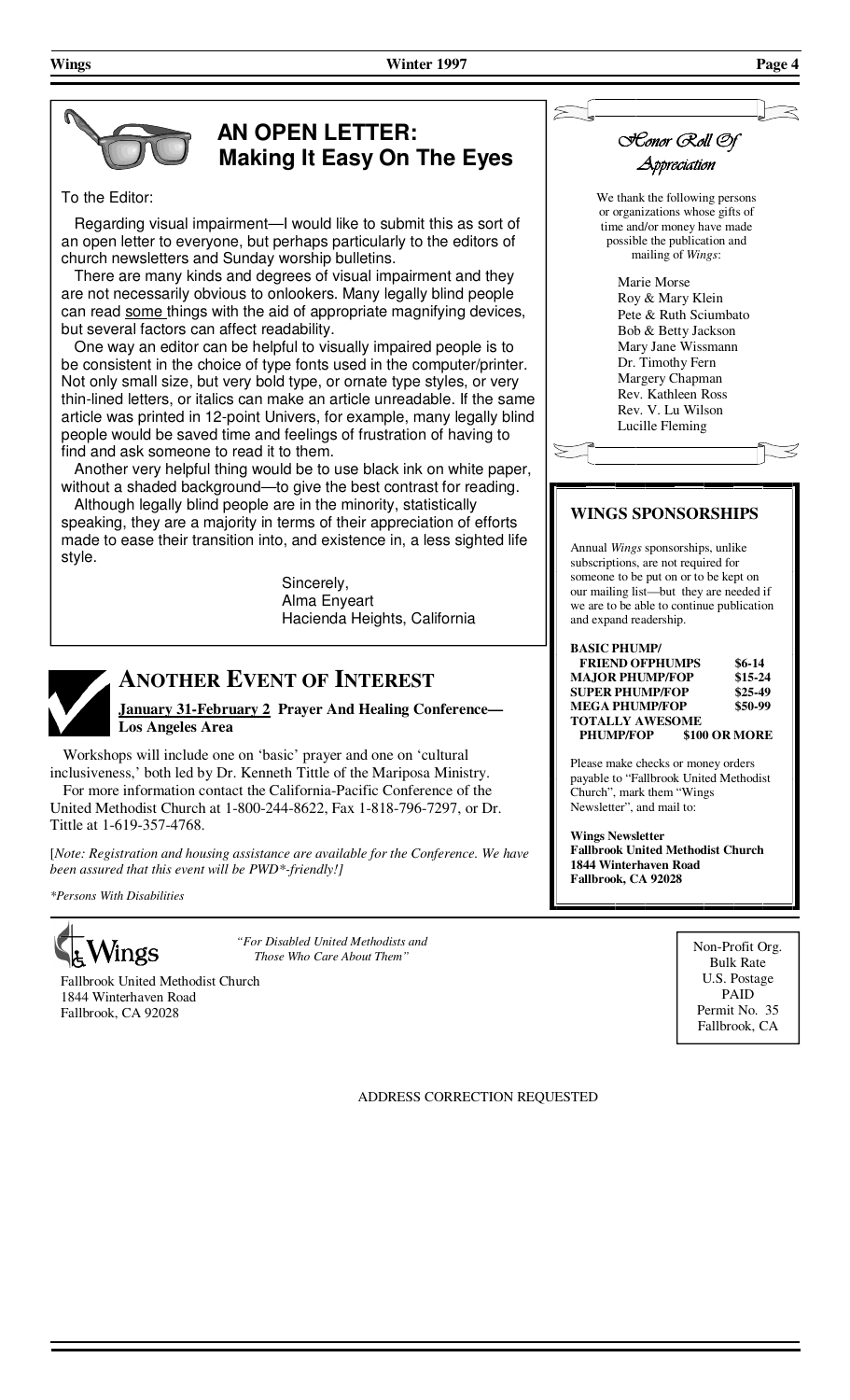## AN OPEN LETTER: Making It Easy On The Eyes

To the Editor:

Regarding visual impairment—I would like to submit this as sort of an open letter to everyone, but perhaps particularly to the editors of church newsletters and Sunday worship bulletins.

There are many kinds and degrees of visual impairment and they are not necessarily obvious to onlookers. Many legally blind people can read some things with the aid of appropriate magnifying devices, but several factors can affect readability.

One way an editor can be helpful to visually impaired people is to be consistent in the choice of type fonts used in the computer/printer. Not only small size, but very bold type, or ornate type styles, or very thin-lined letters, or italics can make an article unreadable. If the same article was printed in 12-point Univers, for example, many legally blind people would be saved time and feelings of frustration of having to find and ask someone to read it to them.

Another very helpful thing would be to use black ink on white paper, without a shaded background—to give the best contrast for reading.

Although legally blind people are in the minority, statistically speaking, they are a majority in terms of their appreciation of efforts made to ease their transition into, and existence in, a less sighted life style.

Sincerely,
Alma Enyeart
Hacienda Heights, California

## ANOTHER EVENT OF INTEREST

**January 31-February 2 Prayer And Healing Conference—Los Angeles Area**

Workshops will include one on 'basic' prayer and one on 'cultural inclusiveness,' both led by Dr. Kenneth Tittle of the Mariposa Ministry.

For more information contact the California-Pacific Conference of the United Methodist Church at 1-800-244-8622, Fax 1-818-796-7297, or Dr. Tittle at 1-619-357-4768.

[*Note: Registration and housing assistance are available for the Conference. We have been assured that this event will be PWD\*-friendly!*]

*\*Persons With Disabilities*

## Honor Roll Of Appreciation

We thank the following persons or organizations whose gifts of time and/or money have made possible the publication and mailing of *Wings*:

Marie Morse
Roy & Mary Klein
Pete & Ruth Sciumbato
Bob & Betty Jackson
Mary Jane Wissmann
Dr. Timothy Fern
Margery Chapman
Rev. Kathleen Ross
Rev. V. Lu Wilson
Lucille Fleming

## WINGS SPONSORSHIPS

Annual *Wings* sponsorships, unlike subscriptions, are not required for someone to be put on or to be kept on our mailing list—but they are needed if we are to be able to continue publication and expand readership.

| | |
|---|---|
| **BASIC PHUMP/ FRIEND OFPHUMPS** | **$6-14** |
| **MAJOR PHUMP/FOP** | **$15-24** |
| **SUPER PHUMP/FOP** | **$25-49** |
| **MEGA PHUMP/FOP** | **$50-99** |
| **TOTALLY AWESOME PHUMP/FOP** | **$100 OR MORE** |

Please make checks or money orders payable to "Fallbrook United Methodist Church", mark them "Wings Newsletter", and mail to:

**Wings Newsletter**
**Fallbrook United Methodist Church**
**1844 Winterhaven Road**
**Fallbrook, CA 92028**

Wings

*"For Disabled United Methodists and Those Who Care About Them"*

Fallbrook United Methodist Church
1844 Winterhaven Road
Fallbrook, CA 92028

Non-Profit Org.
Bulk Rate
U.S. Postage
PAID
Permit No. 35
Fallbrook, CA

ADDRESS CORRECTION REQUESTED